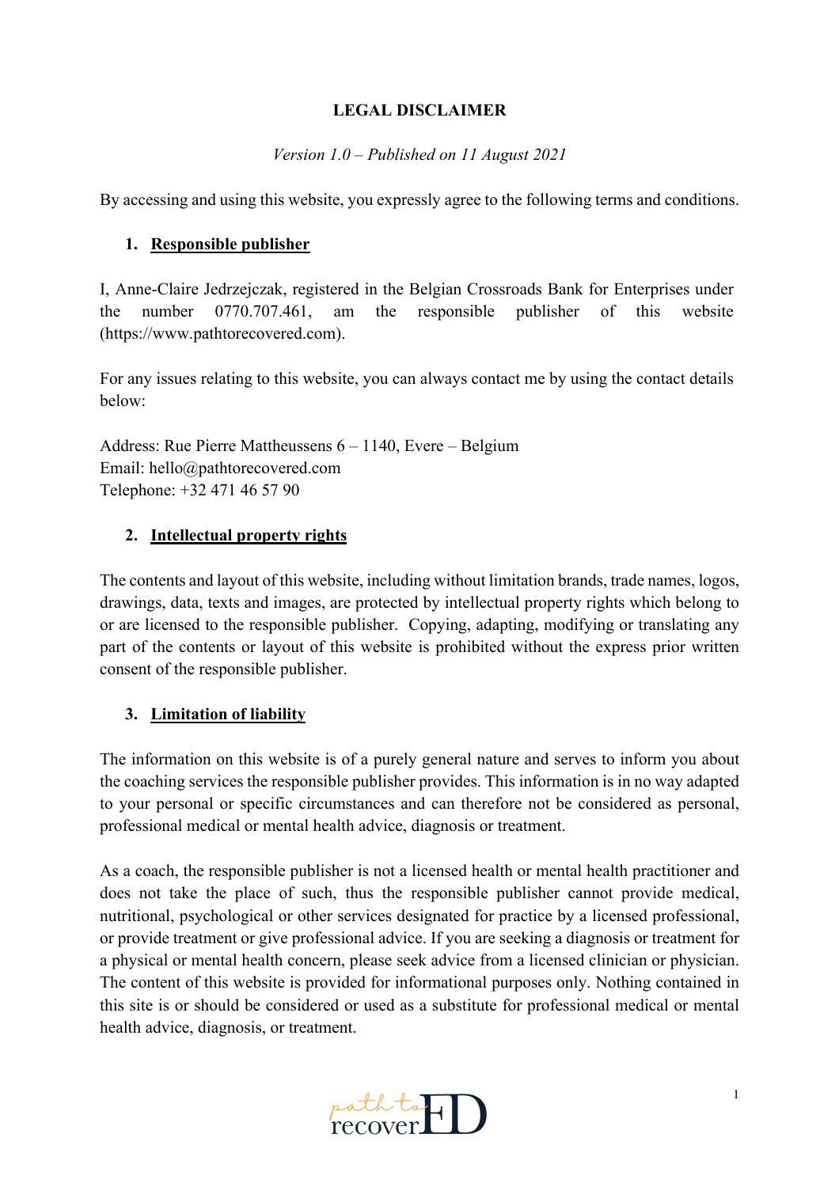# LEGAL DISCLAIMER

*Version 1.0 – Published on 11 August 2021*

By accessing and using this website, you expressly agree to the following terms and conditions.

## 1. Responsible publisher

I, Anne-Claire Jedrzejczak, registered in the Belgian Crossroads Bank for Enterprises under the number 0770.707.461, am the responsible publisher of this website (https://www.pathtorecovered.com).

For any issues relating to this website, you can always contact me by using the contact details below:

Address: Rue Pierre Mattheussens 6 – 1140, Evere – Belgium
Email: hello@pathtorecovered.com
Telephone: +32 471 46 57 90

## 2. Intellectual property rights

The contents and layout of this website, including without limitation brands, trade names, logos, drawings, data, texts and images, are protected by intellectual property rights which belong to or are licensed to the responsible publisher. Copying, adapting, modifying or translating any part of the contents or layout of this website is prohibited without the express prior written consent of the responsible publisher.

## 3. Limitation of liability

The information on this website is of a purely general nature and serves to inform you about the coaching services the responsible publisher provides. This information is in no way adapted to your personal or specific circumstances and can therefore not be considered as personal, professional medical or mental health advice, diagnosis or treatment.

As a coach, the responsible publisher is not a licensed health or mental health practitioner and does not take the place of such, thus the responsible publisher cannot provide medical, nutritional, psychological or other services designated for practice by a licensed professional, or provide treatment or give professional advice. If you are seeking a diagnosis or treatment for a physical or mental health concern, please seek advice from a licensed clinician or physician. The content of this website is provided for informational purposes only. Nothing contained in this site is or should be considered or used as a substitute for professional medical or mental health advice, diagnosis, or treatment.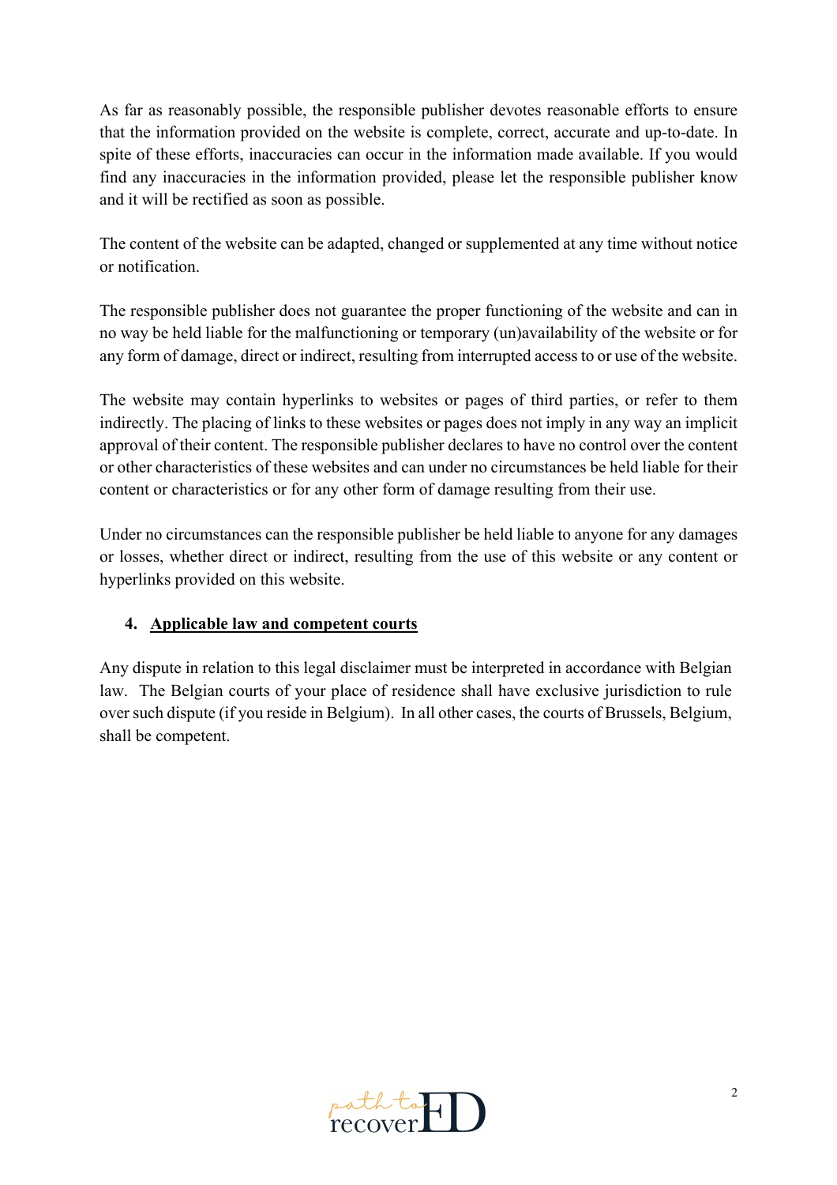As far as reasonably possible, the responsible publisher devotes reasonable efforts to ensure that the information provided on the website is complete, correct, accurate and up-to-date. In spite of these efforts, inaccuracies can occur in the information made available. If you would find any inaccuracies in the information provided, please let the responsible publisher know and it will be rectified as soon as possible.

The content of the website can be adapted, changed or supplemented at any time without notice or notification.

The responsible publisher does not guarantee the proper functioning of the website and can in no way be held liable for the malfunctioning or temporary (un)availability of the website or for any form of damage, direct or indirect, resulting from interrupted access to or use of the website.

The website may contain hyperlinks to websites or pages of third parties, or refer to them indirectly. The placing of links to these websites or pages does not imply in any way an implicit approval of their content. The responsible publisher declares to have no control over the content or other characteristics of these websites and can under no circumstances be held liable for their content or characteristics or for any other form of damage resulting from their use.

Under no circumstances can the responsible publisher be held liable to anyone for any damages or losses, whether direct or indirect, resulting from the use of this website or any content or hyperlinks provided on this website.

## 4. Applicable law and competent courts

Any dispute in relation to this legal disclaimer must be interpreted in accordance with Belgian law. The Belgian courts of your place of residence shall have exclusive jurisdiction to rule over such dispute (if you reside in Belgium). In all other cases, the courts of Brussels, Belgium, shall be competent.